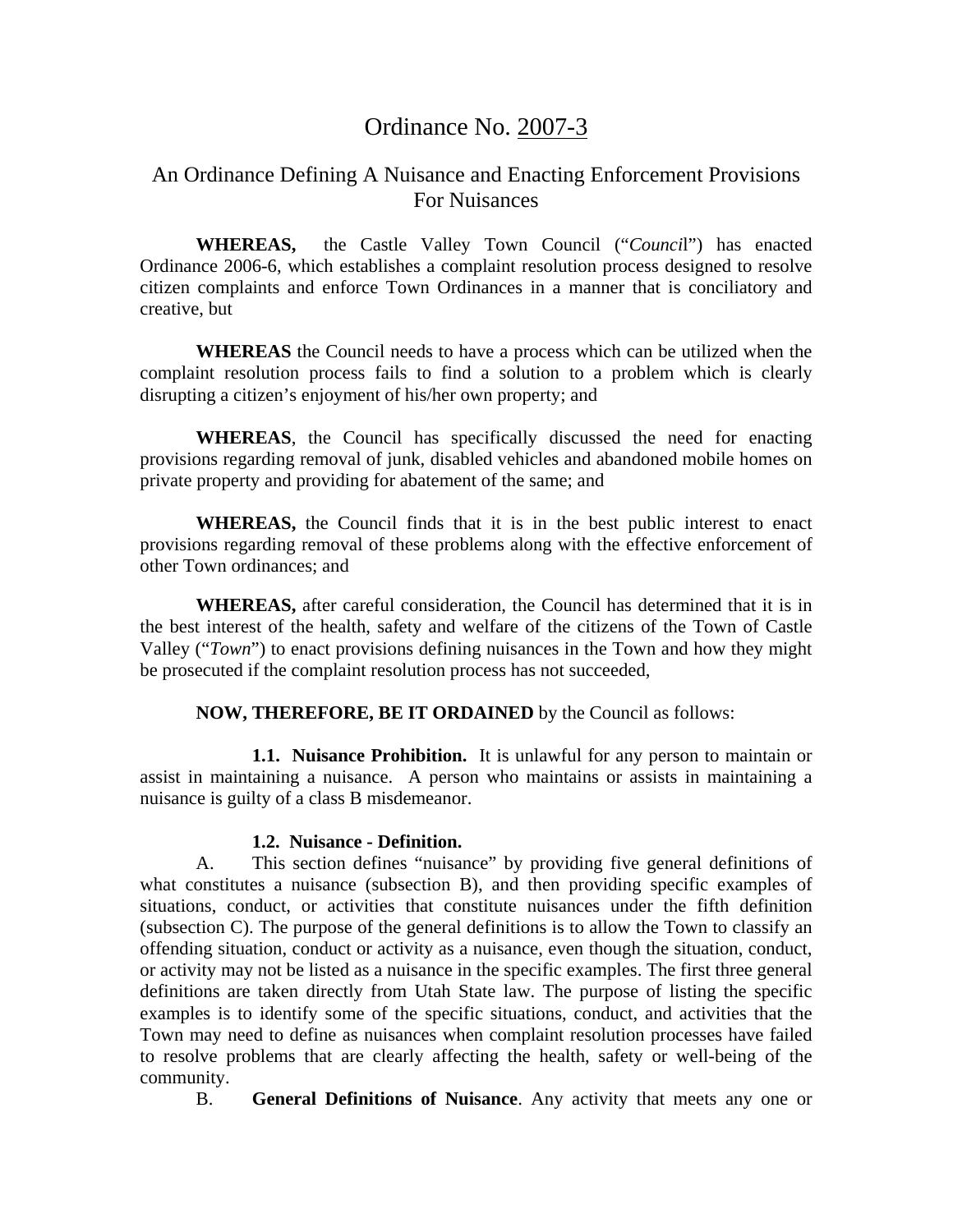# Ordinance No. 2007-3

## An Ordinance Defining A Nuisance and Enacting Enforcement Provisions For Nuisances

**WHEREAS,** the Castle Valley Town Council ("*Council*") has enacted Ordinance 2006-6, which establishes a complaint resolution process designed to resolve citizen complaints and enforce Town Ordinances in a manner that is conciliatory and creative, but

**WHEREAS** the Council needs to have a process which can be utilized when the complaint resolution process fails to find a solution to a problem which is clearly disrupting a citizen's enjoyment of his/her own property; and

**WHEREAS**, the Council has specifically discussed the need for enacting provisions regarding removal of junk, disabled vehicles and abandoned mobile homes on private property and providing for abatement of the same; and

**WHEREAS,** the Council finds that it is in the best public interest to enact provisions regarding removal of these problems along with the effective enforcement of other Town ordinances; and

**WHEREAS,** after careful consideration, the Council has determined that it is in the best interest of the health, safety and welfare of the citizens of the Town of Castle Valley ("*Town*") to enact provisions defining nuisances in the Town and how they might be prosecuted if the complaint resolution process has not succeeded,

**NOW, THEREFORE, BE IT ORDAINED** by the Council as follows:

**1.1. Nuisance Prohibition.** It is unlawful for any person to maintain or assist in maintaining a nuisance. A person who maintains or assists in maintaining a nuisance is guilty of a class B misdemeanor.

**1.2. Nuisance - Definition.**

A. This section defines "nuisance" by providing five general definitions of what constitutes a nuisance (subsection B), and then providing specific examples of situations, conduct, or activities that constitute nuisances under the fifth definition (subsection C). The purpose of the general definitions is to allow the Town to classify an offending situation, conduct or activity as a nuisance, even though the situation, conduct, or activity may not be listed as a nuisance in the specific examples. The first three general definitions are taken directly from Utah State law. The purpose of listing the specific examples is to identify some of the specific situations, conduct, and activities that the Town may need to define as nuisances when complaint resolution processes have failed to resolve problems that are clearly affecting the health, safety or well-being of the community.

B. **General Definitions of Nuisance**. Any activity that meets any one or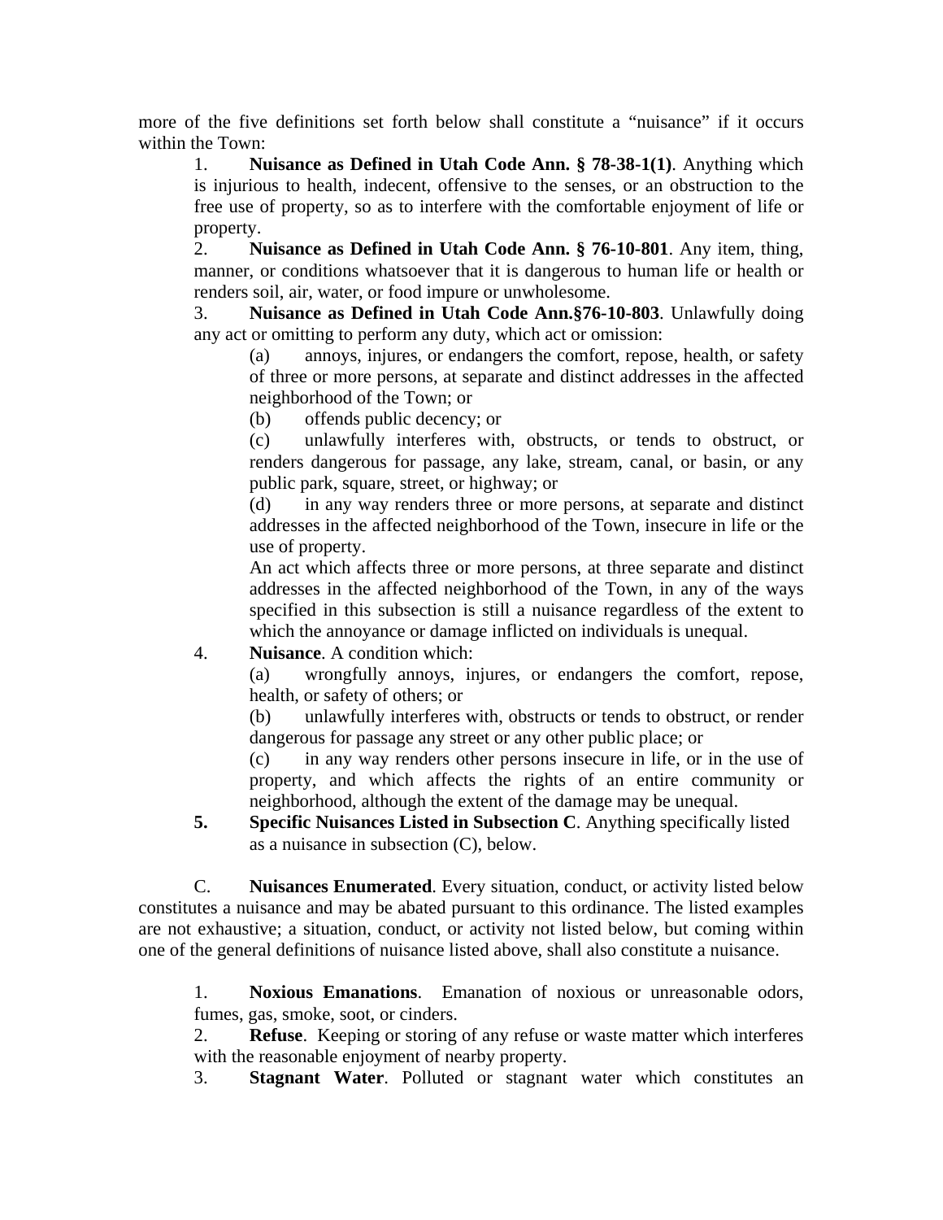more of the five definitions set forth below shall constitute a "nuisance" if it occurs within the Town:

1. **Nuisance as Defined in Utah Code Ann. § 78-38-1(1)**. Anything which is injurious to health, indecent, offensive to the senses, or an obstruction to the free use of property, so as to interfere with the comfortable enjoyment of life or property.

2. **Nuisance as Defined in Utah Code Ann. § 76-10-801**. Any item, thing, manner, or conditions whatsoever that it is dangerous to human life or health or renders soil, air, water, or food impure or unwholesome.

3. **Nuisance as Defined in Utah Code Ann.§76-10-803**. Unlawfully doing any act or omitting to perform any duty, which act or omission:

   (a) annoys, injures, or endangers the comfort, repose, health, or safety of three or more persons, at separate and distinct addresses in the affected neighborhood of the Town; or

   (b) offends public decency; or

   (c) unlawfully interferes with, obstructs, or tends to obstruct, or renders dangerous for passage, any lake, stream, canal, or basin, or any public park, square, street, or highway; or

   (d) in any way renders three or more persons, at separate and distinct addresses in the affected neighborhood of the Town, insecure in life or the use of property.

   An act which affects three or more persons, at three separate and distinct addresses in the affected neighborhood of the Town, in any of the ways specified in this subsection is still a nuisance regardless of the extent to which the annoyance or damage inflicted on individuals is unequal.

4. **Nuisance**. A condition which:

   (a) wrongfully annoys, injures, or endangers the comfort, repose, health, or safety of others; or

   (b) unlawfully interferes with, obstructs or tends to obstruct, or render dangerous for passage any street or any other public place; or

   (c) in any way renders other persons insecure in life, or in the use of property, and which affects the rights of an entire community or neighborhood, although the extent of the damage may be unequal.

**5.** **Specific Nuisances Listed in Subsection C**. Anything specifically listed as a nuisance in subsection (C), below.

C. **Nuisances Enumerated**. Every situation, conduct, or activity listed below constitutes a nuisance and may be abated pursuant to this ordinance. The listed examples are not exhaustive; a situation, conduct, or activity not listed below, but coming within one of the general definitions of nuisance listed above, shall also constitute a nuisance.

1. **Noxious Emanations**. Emanation of noxious or unreasonable odors, fumes, gas, smoke, soot, or cinders.

2. **Refuse**. Keeping or storing of any refuse or waste matter which interferes with the reasonable enjoyment of nearby property.

3. **Stagnant Water**. Polluted or stagnant water which constitutes an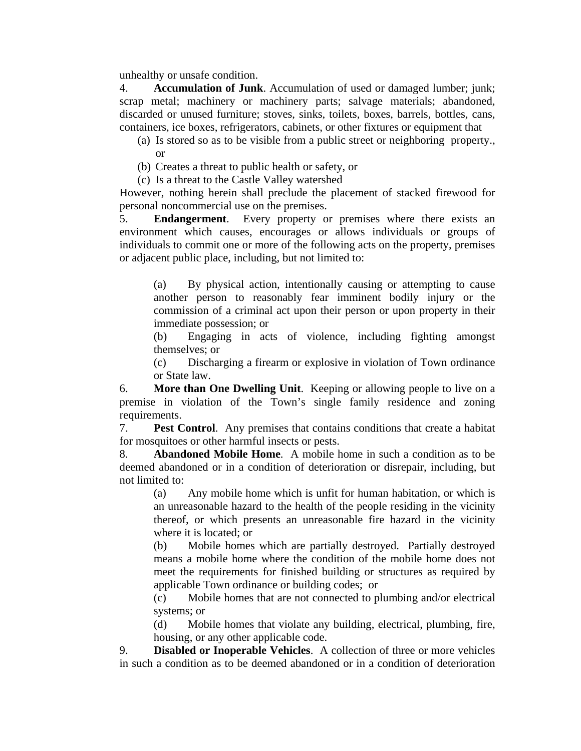unhealthy or unsafe condition.

4. **Accumulation of Junk**. Accumulation of used or damaged lumber; junk; scrap metal; machinery or machinery parts; salvage materials; abandoned, discarded or unused furniture; stoves, sinks, toilets, boxes, barrels, bottles, cans, containers, ice boxes, refrigerators, cabinets, or other fixtures or equipment that

   (a) Is stored so as to be visible from a public street or neighboring property., or

   (b) Creates a threat to public health or safety, or

   (c) Is a threat to the Castle Valley watershed

However, nothing herein shall preclude the placement of stacked firewood for personal noncommercial use on the premises.

5. **Endangerment**. Every property or premises where there exists an environment which causes, encourages or allows individuals or groups of individuals to commit one or more of the following acts on the property, premises or adjacent public place, including, but not limited to:

   (a) By physical action, intentionally causing or attempting to cause another person to reasonably fear imminent bodily injury or the commission of a criminal act upon their person or upon property in their immediate possession; or

   (b) Engaging in acts of violence, including fighting amongst themselves; or

   (c) Discharging a firearm or explosive in violation of Town ordinance or State law.

6. **More than One Dwelling Unit**. Keeping or allowing people to live on a premise in violation of the Town's single family residence and zoning requirements.

7. **Pest Control**. Any premises that contains conditions that create a habitat for mosquitoes or other harmful insects or pests.

8. **Abandoned Mobile Home**. A mobile home in such a condition as to be deemed abandoned or in a condition of deterioration or disrepair, including, but not limited to:

   (a) Any mobile home which is unfit for human habitation, or which is an unreasonable hazard to the health of the people residing in the vicinity thereof, or which presents an unreasonable fire hazard in the vicinity where it is located; or

   (b) Mobile homes which are partially destroyed. Partially destroyed means a mobile home where the condition of the mobile home does not meet the requirements for finished building or structures as required by applicable Town ordinance or building codes; or

   (c) Mobile homes that are not connected to plumbing and/or electrical systems; or

   (d) Mobile homes that violate any building, electrical, plumbing, fire, housing, or any other applicable code.

9. **Disabled or Inoperable Vehicles**. A collection of three or more vehicles in such a condition as to be deemed abandoned or in a condition of deterioration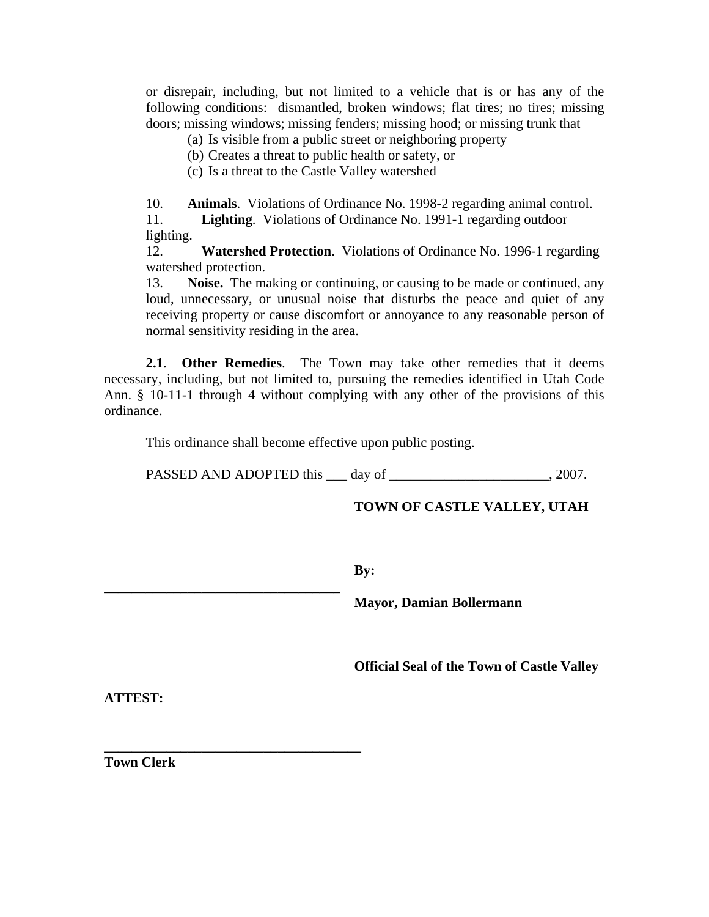or disrepair, including, but not limited to a vehicle that is or has any of the following conditions: dismantled, broken windows; flat tires; no tires; missing doors; missing windows; missing fenders; missing hood; or missing trunk that

(a) Is visible from a public street or neighboring property
(b) Creates a threat to public health or safety, or
(c) Is a threat to the Castle Valley watershed

10. **Animals**. Violations of Ordinance No. 1998-2 regarding animal control.

11. **Lighting**. Violations of Ordinance No. 1991-1 regarding outdoor lighting.

12. **Watershed Protection**. Violations of Ordinance No. 1996-1 regarding watershed protection.

13. **Noise.** The making or continuing, or causing to be made or continued, any loud, unnecessary, or unusual noise that disturbs the peace and quiet of any receiving property or cause discomfort or annoyance to any reasonable person of normal sensitivity residing in the area.

**2.1**. **Other Remedies**. The Town may take other remedies that it deems necessary, including, but not limited to, pursuing the remedies identified in Utah Code Ann. § 10-11-1 through 4 without complying with any other of the provisions of this ordinance.

This ordinance shall become effective upon public posting.

PASSED AND ADOPTED this ___ day of _______________________, 2007.

**TOWN OF CASTLE VALLEY, UTAH**

**By:**

___________________________________

**Mayor, Damian Bollermann**

**Official Seal of the Town of Castle Valley**

**ATTEST:**

______________________________________

**Town Clerk**